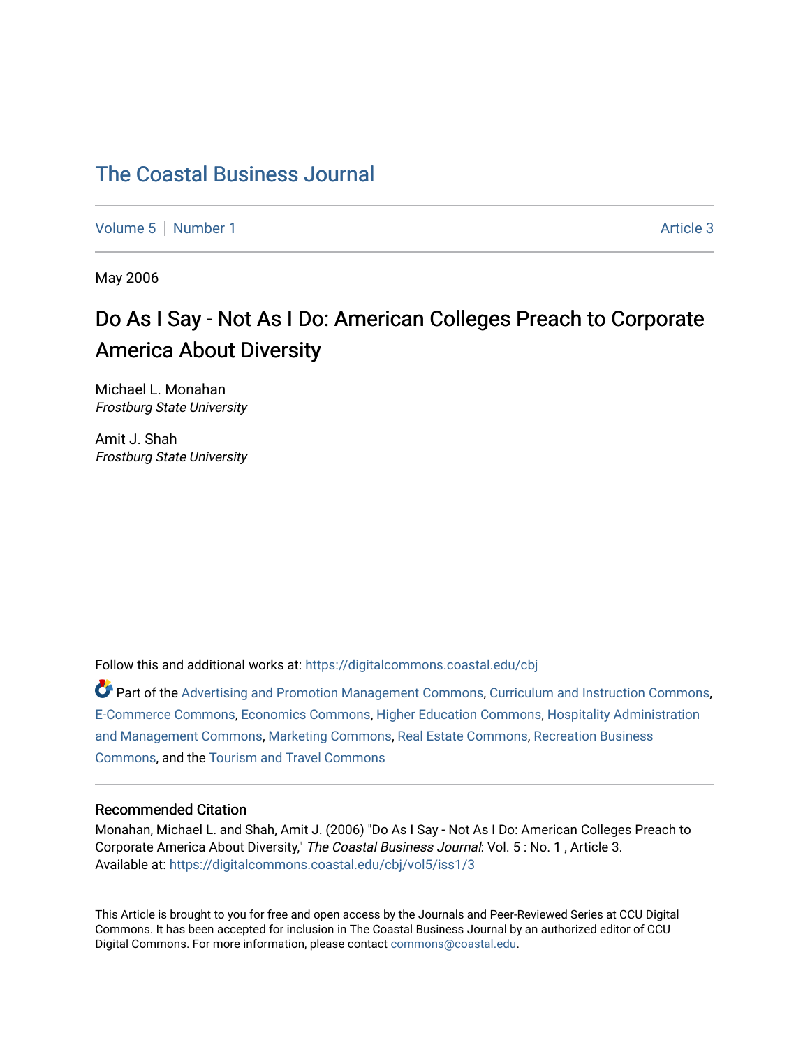# The Coastal Business Journal

Volume 5 | Number 1 Article 3

May 2006

## Do As I Say - Not As I Do: American Colleges Preach to Corporate America About Diversity

Michael L. Monahan
*Frostburg State University*

Amit J. Shah
*Frostburg State University*

Follow this and additional works at: https://digitalcommons.coastal.edu/cbj

Part of the Advertising and Promotion Management Commons, Curriculum and Instruction Commons, E-Commerce Commons, Economics Commons, Higher Education Commons, Hospitality Administration and Management Commons, Marketing Commons, Real Estate Commons, Recreation Business Commons, and the Tourism and Travel Commons

### Recommended Citation

Monahan, Michael L. and Shah, Amit J. (2006) "Do As I Say - Not As I Do: American Colleges Preach to Corporate America About Diversity," *The Coastal Business Journal*: Vol. 5 : No. 1 , Article 3.
Available at: https://digitalcommons.coastal.edu/cbj/vol5/iss1/3

This Article is brought to you for free and open access by the Journals and Peer-Reviewed Series at CCU Digital Commons. It has been accepted for inclusion in The Coastal Business Journal by an authorized editor of CCU Digital Commons. For more information, please contact commons@coastal.edu.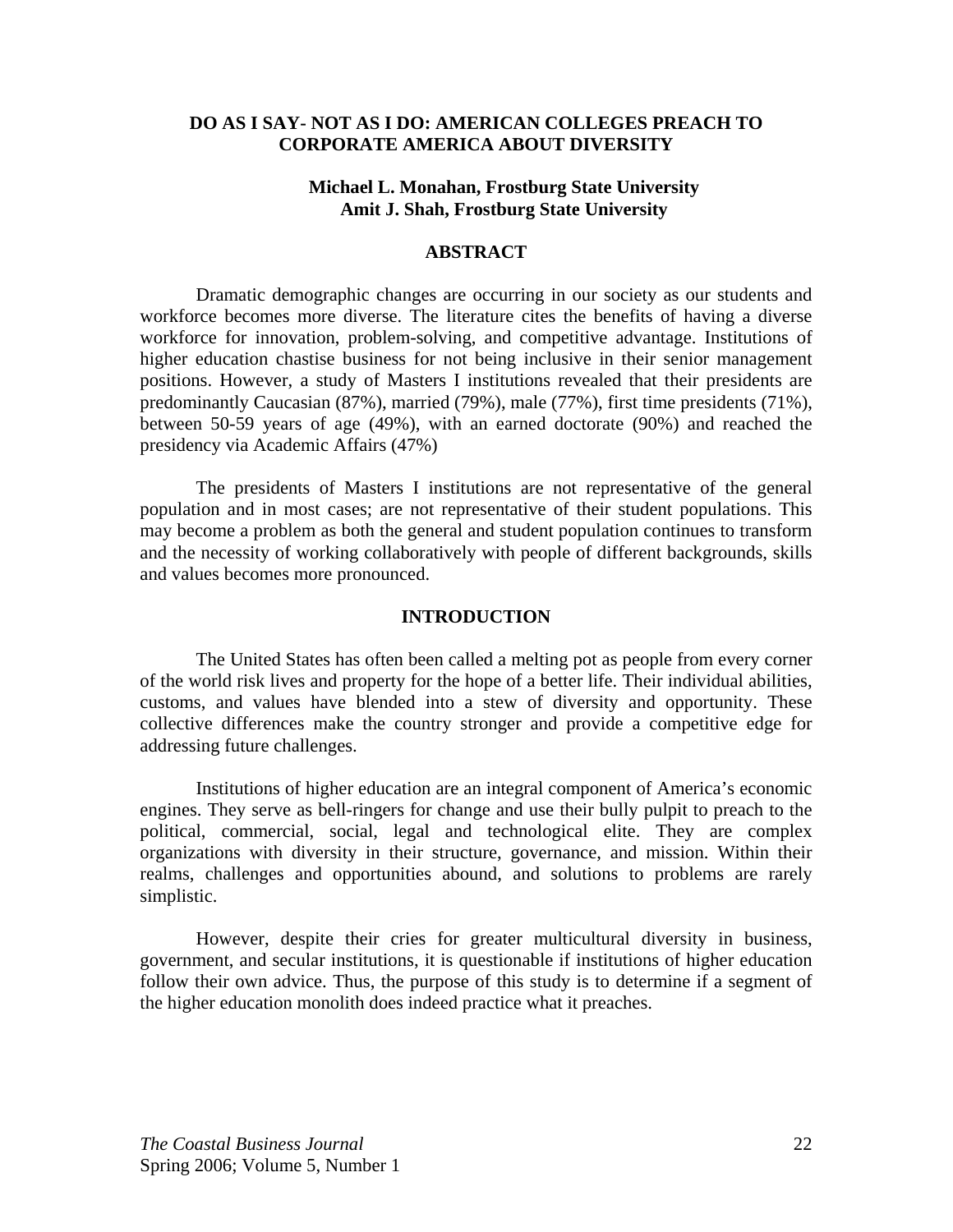# DO AS I SAY- NOT AS I DO: AMERICAN COLLEGES PREACH TO CORPORATE AMERICA ABOUT DIVERSITY

**Michael L. Monahan, Frostburg State University**
**Amit J. Shah, Frostburg State University**

## ABSTRACT

Dramatic demographic changes are occurring in our society as our students and workforce becomes more diverse. The literature cites the benefits of having a diverse workforce for innovation, problem-solving, and competitive advantage. Institutions of higher education chastise business for not being inclusive in their senior management positions. However, a study of Masters I institutions revealed that their presidents are predominantly Caucasian (87%), married (79%), male (77%), first time presidents (71%), between 50-59 years of age (49%), with an earned doctorate (90%) and reached the presidency via Academic Affairs (47%)

The presidents of Masters I institutions are not representative of the general population and in most cases; are not representative of their student populations. This may become a problem as both the general and student population continues to transform and the necessity of working collaboratively with people of different backgrounds, skills and values becomes more pronounced.

## INTRODUCTION

The United States has often been called a melting pot as people from every corner of the world risk lives and property for the hope of a better life. Their individual abilities, customs, and values have blended into a stew of diversity and opportunity. These collective differences make the country stronger and provide a competitive edge for addressing future challenges.

Institutions of higher education are an integral component of America's economic engines. They serve as bell-ringers for change and use their bully pulpit to preach to the political, commercial, social, legal and technological elite. They are complex organizations with diversity in their structure, governance, and mission. Within their realms, challenges and opportunities abound, and solutions to problems are rarely simplistic.

However, despite their cries for greater multicultural diversity in business, government, and secular institutions, it is questionable if institutions of higher education follow their own advice. Thus, the purpose of this study is to determine if a segment of the higher education monolith does indeed practice what it preaches.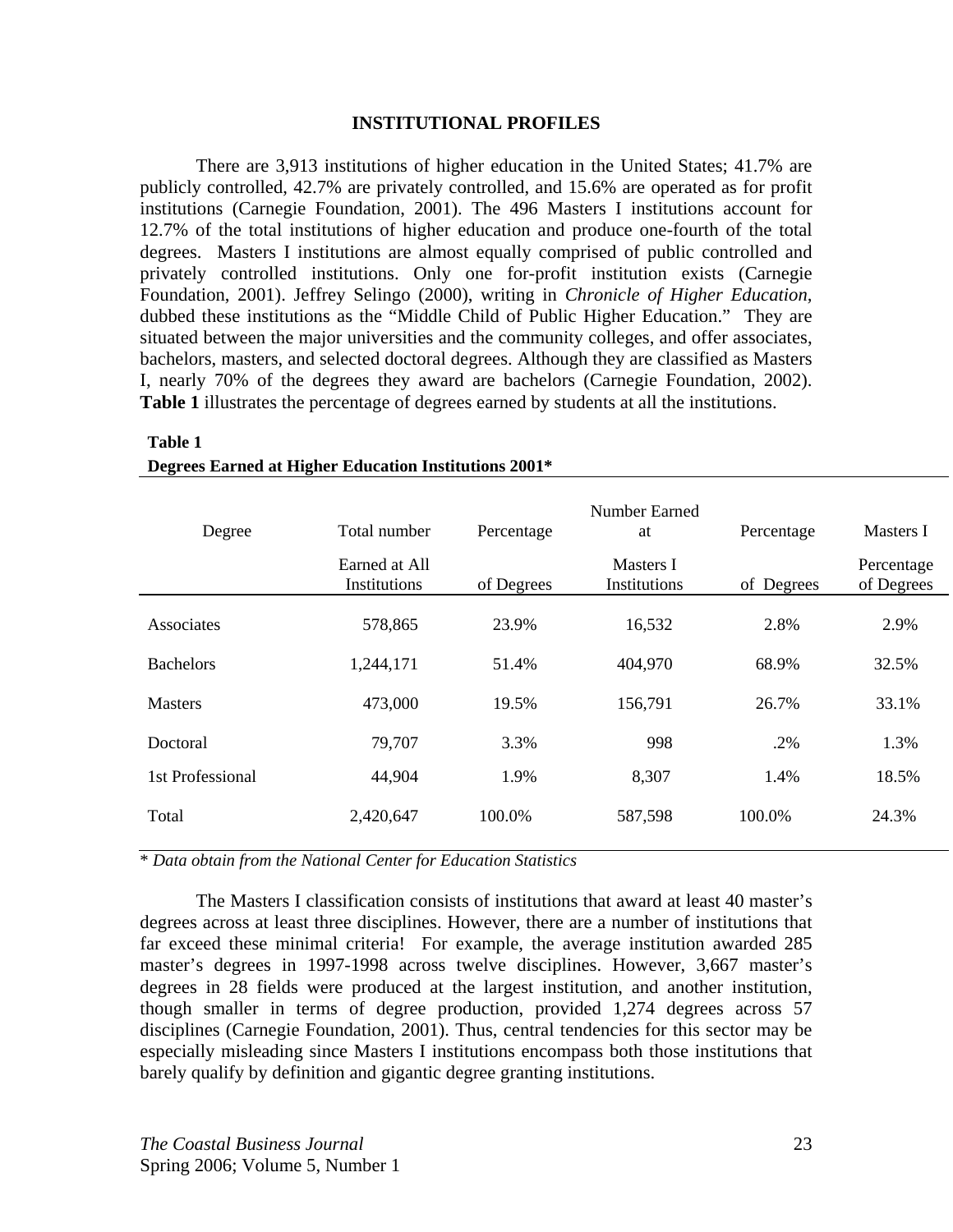## INSTITUTIONAL PROFILES

There are 3,913 institutions of higher education in the United States; 41.7% are publicly controlled, 42.7% are privately controlled, and 15.6% are operated as for profit institutions (Carnegie Foundation, 2001). The 496 Masters I institutions account for 12.7% of the total institutions of higher education and produce one-fourth of the total degrees. Masters I institutions are almost equally comprised of public controlled and privately controlled institutions. Only one for-profit institution exists (Carnegie Foundation, 2001). Jeffrey Selingo (2000), writing in *Chronicle of Higher Education*, dubbed these institutions as the "Middle Child of Public Higher Education." They are situated between the major universities and the community colleges, and offer associates, bachelors, masters, and selected doctoral degrees. Although they are classified as Masters I, nearly 70% of the degrees they award are bachelors (Carnegie Foundation, 2002). **Table 1** illustrates the percentage of degrees earned by students at all the institutions.

**Table 1**
**Degrees Earned at Higher Education Institutions 2001***

| Degree | Total number Earned at All Institutions | Percentage of Degrees | Number Earned at Masters I Institutions | Percentage of Degrees | Masters I Percentage of Degrees |
|---|---|---|---|---|---|
| Associates | 578,865 | 23.9% | 16,532 | 2.8% | 2.9% |
| Bachelors | 1,244,171 | 51.4% | 404,970 | 68.9% | 32.5% |
| Masters | 473,000 | 19.5% | 156,791 | 26.7% | 33.1% |
| Doctoral | 79,707 | 3.3% | 998 | .2% | 1.3% |
| 1st Professional | 44,904 | 1.9% | 8,307 | 1.4% | 18.5% |
| Total | 2,420,647 | 100.0% | 587,598 | 100.0% | 24.3% |

* *Data obtain from the National Center for Education Statistics*

The Masters I classification consists of institutions that award at least 40 master's degrees across at least three disciplines. However, there are a number of institutions that far exceed these minimal criteria! For example, the average institution awarded 285 master's degrees in 1997-1998 across twelve disciplines. However, 3,667 master's degrees in 28 fields were produced at the largest institution, and another institution, though smaller in terms of degree production, provided 1,274 degrees across 57 disciplines (Carnegie Foundation, 2001). Thus, central tendencies for this sector may be especially misleading since Masters I institutions encompass both those institutions that barely qualify by definition and gigantic degree granting institutions.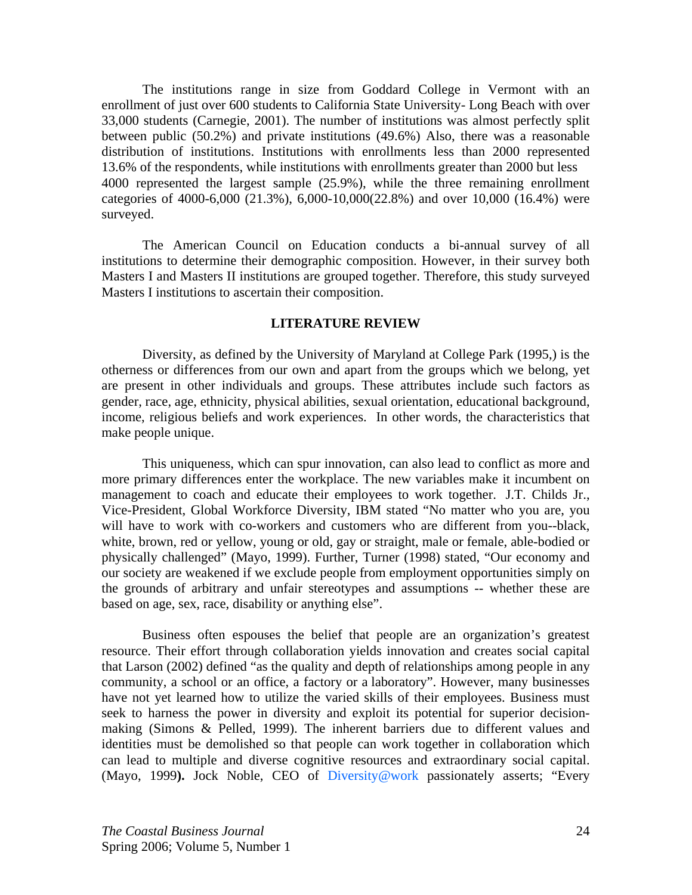The institutions range in size from Goddard College in Vermont with an enrollment of just over 600 students to California State University- Long Beach with over 33,000 students (Carnegie, 2001). The number of institutions was almost perfectly split between public (50.2%) and private institutions (49.6%) Also, there was a reasonable distribution of institutions. Institutions with enrollments less than 2000 represented 13.6% of the respondents, while institutions with enrollments greater than 2000 but less 4000 represented the largest sample (25.9%), while the three remaining enrollment categories of 4000-6,000 (21.3%), 6,000-10,000(22.8%) and over 10,000 (16.4%) were surveyed.

The American Council on Education conducts a bi-annual survey of all institutions to determine their demographic composition. However, in their survey both Masters I and Masters II institutions are grouped together. Therefore, this study surveyed Masters I institutions to ascertain their composition.

## LITERATURE REVIEW

Diversity, as defined by the University of Maryland at College Park (1995,) is the otherness or differences from our own and apart from the groups which we belong, yet are present in other individuals and groups. These attributes include such factors as gender, race, age, ethnicity, physical abilities, sexual orientation, educational background, income, religious beliefs and work experiences. In other words, the characteristics that make people unique.

This uniqueness, which can spur innovation, can also lead to conflict as more and more primary differences enter the workplace. The new variables make it incumbent on management to coach and educate their employees to work together. J.T. Childs Jr., Vice-President, Global Workforce Diversity, IBM stated "No matter who you are, you will have to work with co-workers and customers who are different from you--black, white, brown, red or yellow, young or old, gay or straight, male or female, able-bodied or physically challenged" (Mayo, 1999). Further, Turner (1998) stated, "Our economy and our society are weakened if we exclude people from employment opportunities simply on the grounds of arbitrary and unfair stereotypes and assumptions -- whether these are based on age, sex, race, disability or anything else".

Business often espouses the belief that people are an organization's greatest resource. Their effort through collaboration yields innovation and creates social capital that Larson (2002) defined "as the quality and depth of relationships among people in any community, a school or an office, a factory or a laboratory". However, many businesses have not yet learned how to utilize the varied skills of their employees. Business must seek to harness the power in diversity and exploit its potential for superior decision-making (Simons & Pelled, 1999). The inherent barriers due to different values and identities must be demolished so that people can work together in collaboration which can lead to multiple and diverse cognitive resources and extraordinary social capital. (Mayo, 1999**).** Jock Noble, CEO of Diversity@work passionately asserts; "Every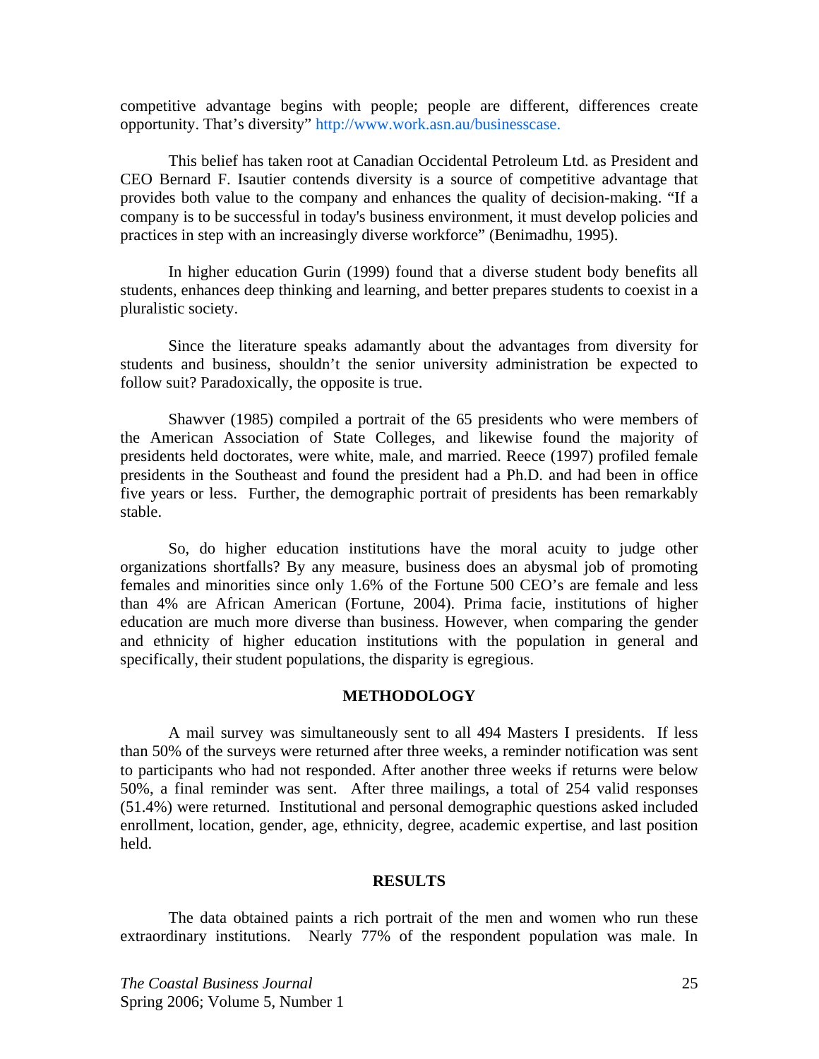competitive advantage begins with people; people are different, differences create opportunity. That's diversity" http://www.work.asn.au/businesscase.

This belief has taken root at Canadian Occidental Petroleum Ltd. as President and CEO Bernard F. Isautier contends diversity is a source of competitive advantage that provides both value to the company and enhances the quality of decision-making. "If a company is to be successful in today's business environment, it must develop policies and practices in step with an increasingly diverse workforce" (Benimadhu, 1995).

In higher education Gurin (1999) found that a diverse student body benefits all students, enhances deep thinking and learning, and better prepares students to coexist in a pluralistic society.

Since the literature speaks adamantly about the advantages from diversity for students and business, shouldn't the senior university administration be expected to follow suit? Paradoxically, the opposite is true.

Shawver (1985) compiled a portrait of the 65 presidents who were members of the American Association of State Colleges, and likewise found the majority of presidents held doctorates, were white, male, and married. Reece (1997) profiled female presidents in the Southeast and found the president had a Ph.D. and had been in office five years or less. Further, the demographic portrait of presidents has been remarkably stable.

So, do higher education institutions have the moral acuity to judge other organizations shortfalls? By any measure, business does an abysmal job of promoting females and minorities since only 1.6% of the Fortune 500 CEO's are female and less than 4% are African American (Fortune, 2004). Prima facie, institutions of higher education are much more diverse than business. However, when comparing the gender and ethnicity of higher education institutions with the population in general and specifically, their student populations, the disparity is egregious.

## METHODOLOGY

A mail survey was simultaneously sent to all 494 Masters I presidents. If less than 50% of the surveys were returned after three weeks, a reminder notification was sent to participants who had not responded. After another three weeks if returns were below 50%, a final reminder was sent. After three mailings, a total of 254 valid responses (51.4%) were returned. Institutional and personal demographic questions asked included enrollment, location, gender, age, ethnicity, degree, academic expertise, and last position held.

## RESULTS

The data obtained paints a rich portrait of the men and women who run these extraordinary institutions. Nearly 77% of the respondent population was male. In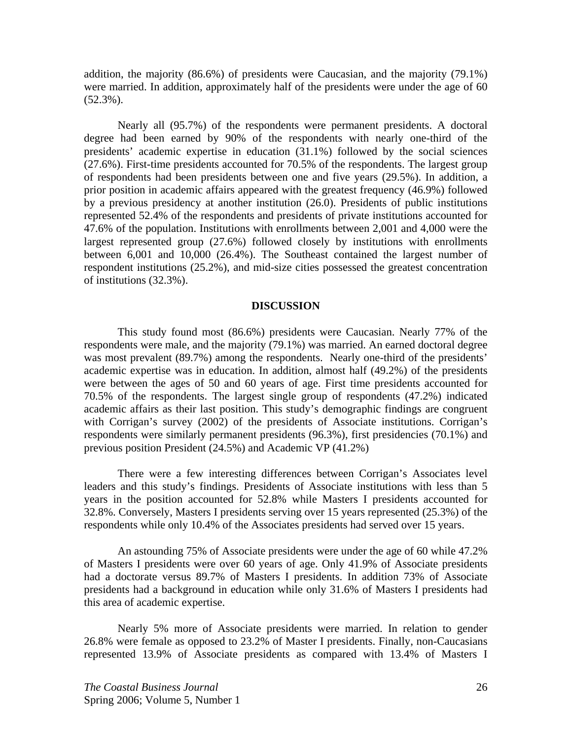addition, the majority (86.6%) of presidents were Caucasian, and the majority (79.1%) were married. In addition, approximately half of the presidents were under the age of 60 (52.3%).

Nearly all (95.7%) of the respondents were permanent presidents. A doctoral degree had been earned by 90% of the respondents with nearly one-third of the presidents' academic expertise in education (31.1%) followed by the social sciences (27.6%). First-time presidents accounted for 70.5% of the respondents. The largest group of respondents had been presidents between one and five years (29.5%). In addition, a prior position in academic affairs appeared with the greatest frequency (46.9%) followed by a previous presidency at another institution (26.0). Presidents of public institutions represented 52.4% of the respondents and presidents of private institutions accounted for 47.6% of the population. Institutions with enrollments between 2,001 and 4,000 were the largest represented group (27.6%) followed closely by institutions with enrollments between 6,001 and 10,000 (26.4%). The Southeast contained the largest number of respondent institutions (25.2%), and mid-size cities possessed the greatest concentration of institutions (32.3%).

## DISCUSSION

This study found most (86.6%) presidents were Caucasian. Nearly 77% of the respondents were male, and the majority (79.1%) was married. An earned doctoral degree was most prevalent (89.7%) among the respondents. Nearly one-third of the presidents' academic expertise was in education. In addition, almost half (49.2%) of the presidents were between the ages of 50 and 60 years of age. First time presidents accounted for 70.5% of the respondents. The largest single group of respondents (47.2%) indicated academic affairs as their last position. This study's demographic findings are congruent with Corrigan's survey (2002) of the presidents of Associate institutions. Corrigan's respondents were similarly permanent presidents (96.3%), first presidencies (70.1%) and previous position President (24.5%) and Academic VP (41.2%)

There were a few interesting differences between Corrigan's Associates level leaders and this study's findings. Presidents of Associate institutions with less than 5 years in the position accounted for 52.8% while Masters I presidents accounted for 32.8%. Conversely, Masters I presidents serving over 15 years represented (25.3%) of the respondents while only 10.4% of the Associates presidents had served over 15 years.

An astounding 75% of Associate presidents were under the age of 60 while 47.2% of Masters I presidents were over 60 years of age. Only 41.9% of Associate presidents had a doctorate versus 89.7% of Masters I presidents. In addition 73% of Associate presidents had a background in education while only 31.6% of Masters I presidents had this area of academic expertise.

Nearly 5% more of Associate presidents were married. In relation to gender 26.8% were female as opposed to 23.2% of Master I presidents. Finally, non-Caucasians represented 13.9% of Associate presidents as compared with 13.4% of Masters I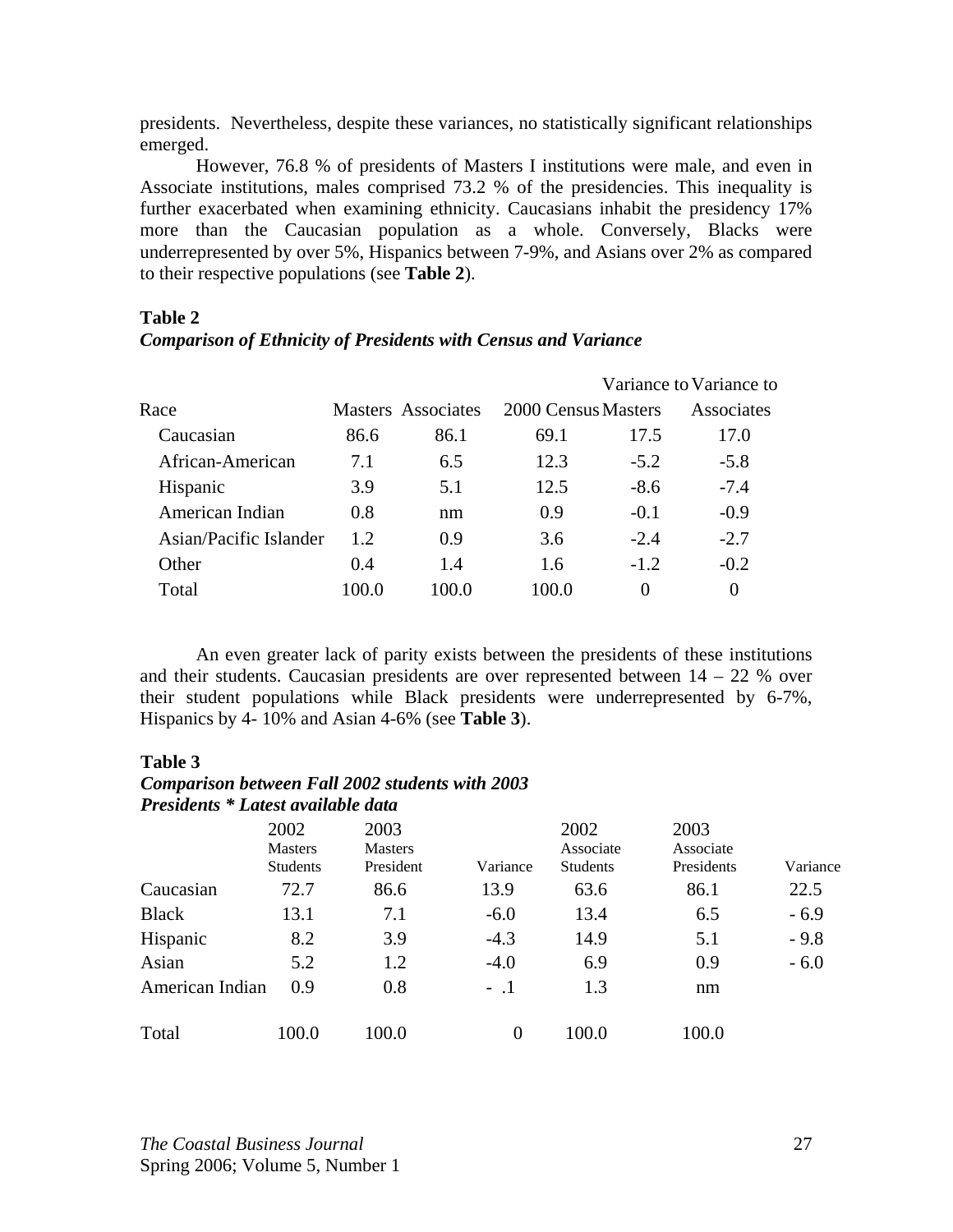presidents. Nevertheless, despite these variances, no statistically significant relationships emerged.

However, 76.8 % of presidents of Masters I institutions were male, and even in Associate institutions, males comprised 73.2 % of the presidencies. This inequality is further exacerbated when examining ethnicity. Caucasians inhabit the presidency 17% more than the Caucasian population as a whole. Conversely, Blacks were underrepresented by over 5%, Hispanics between 7-9%, and Asians over 2% as compared to their respective populations (see **Table 2**).

**Table 2**
***Comparison of Ethnicity of Presidents with Census and Variance***

| Race | Masters | Associates | 2000 Census | Variance to Masters | Variance to Associates |
|---|---|---|---|---|---|
| Caucasian | 86.6 | 86.1 | 69.1 | 17.5 | 17.0 |
| African-American | 7.1 | 6.5 | 12.3 | -5.2 | -5.8 |
| Hispanic | 3.9 | 5.1 | 12.5 | -8.6 | -7.4 |
| American Indian | 0.8 | nm | 0.9 | -0.1 | -0.9 |
| Asian/Pacific Islander | 1.2 | 0.9 | 3.6 | -2.4 | -2.7 |
| Other | 0.4 | 1.4 | 1.6 | -1.2 | -0.2 |
| Total | 100.0 | 100.0 | 100.0 | 0 | 0 |

An even greater lack of parity exists between the presidents of these institutions and their students. Caucasian presidents are over represented between 14 – 22 % over their student populations while Black presidents were underrepresented by 6-7%, Hispanics by 4- 10% and Asian 4-6% (see **Table 3**).

**Table 3**
***Comparison between Fall 2002 students with 2003 Presidents * Latest available data***

| | 2002 Masters Students | 2003 Masters President | Variance | 2002 Associate Students | 2003 Associate Presidents | Variance |
|---|---|---|---|---|---|---|
| Caucasian | 72.7 | 86.6 | 13.9 | 63.6 | 86.1 | 22.5 |
| Black | 13.1 | 7.1 | -6.0 | 13.4 | 6.5 | - 6.9 |
| Hispanic | 8.2 | 3.9 | -4.3 | 14.9 | 5.1 | - 9.8 |
| Asian | 5.2 | 1.2 | -4.0 | 6.9 | 0.9 | - 6.0 |
| American Indian | 0.9 | 0.8 | - .1 | 1.3 | nm | |
| Total | 100.0 | 100.0 | 0 | 100.0 | 100.0 | |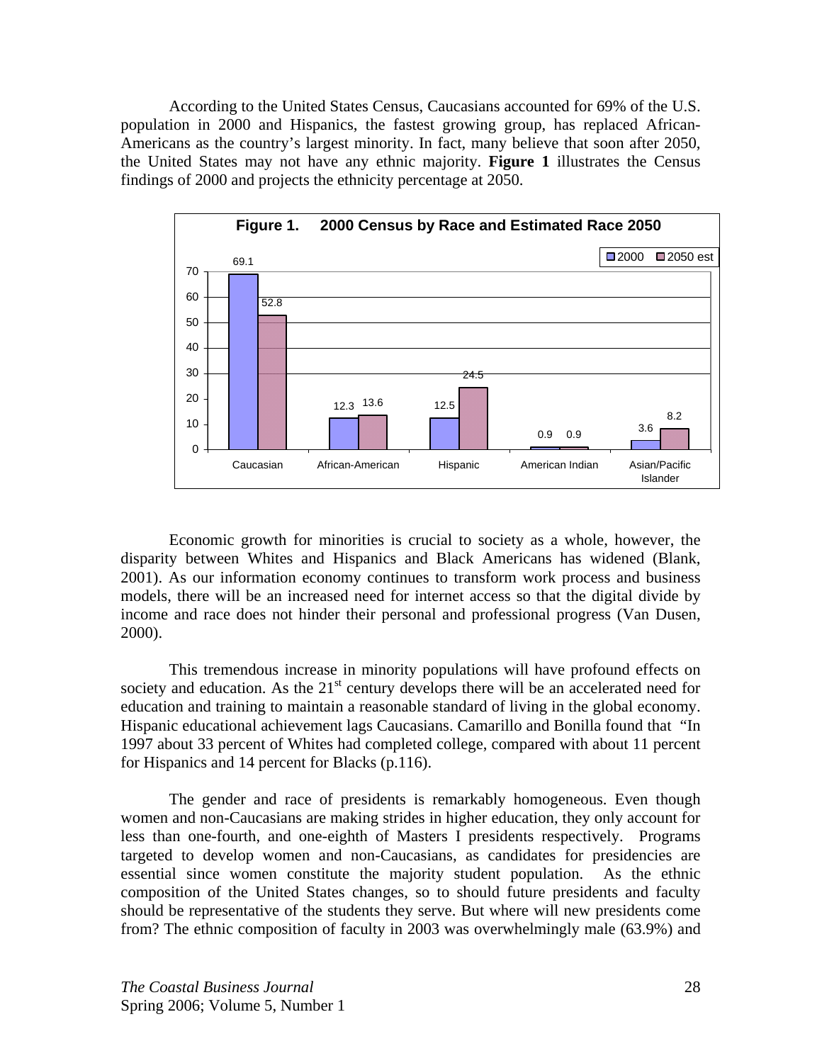According to the United States Census, Caucasians accounted for 69% of the U.S. population in 2000 and Hispanics, the fastest growing group, has replaced African-Americans as the country's largest minority. In fact, many believe that soon after 2050, the United States may not have any ethnic majority. **Figure 1** illustrates the Census findings of 2000 and projects the ethnicity percentage at 2050.

**Figure 1. 2000 Census by Race and Estimated Race 2050**

| | 2000 | 2050 est |
|---|---|---|
| Caucasian | 69.1 | 52.8 |
| African-American | 12.3 | 13.6 |
| Hispanic | 12.5 | 24.5 |
| American Indian | 0.9 | 0.9 |
| Asian/Pacific Islander | 3.6 | 8.2 |

Economic growth for minorities is crucial to society as a whole, however, the disparity between Whites and Hispanics and Black Americans has widened (Blank, 2001). As our information economy continues to transform work process and business models, there will be an increased need for internet access so that the digital divide by income and race does not hinder their personal and professional progress (Van Dusen, 2000).

This tremendous increase in minority populations will have profound effects on society and education. As the 21st century develops there will be an accelerated need for education and training to maintain a reasonable standard of living in the global economy. Hispanic educational achievement lags Caucasians. Camarillo and Bonilla found that "In 1997 about 33 percent of Whites had completed college, compared with about 11 percent for Hispanics and 14 percent for Blacks (p.116).

The gender and race of presidents is remarkably homogeneous. Even though women and non-Caucasians are making strides in higher education, they only account for less than one-fourth, and one-eighth of Masters I presidents respectively. Programs targeted to develop women and non-Caucasians, as candidates for presidencies are essential since women constitute the majority student population. As the ethnic composition of the United States changes, so to should future presidents and faculty should be representative of the students they serve. But where will new presidents come from? The ethnic composition of faculty in 2003 was overwhelmingly male (63.9%) and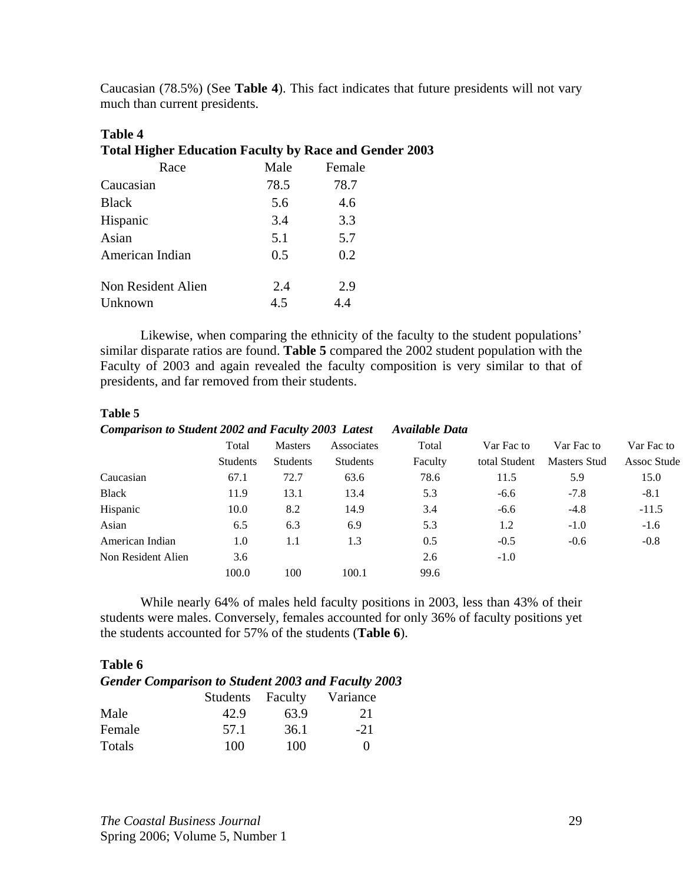Caucasian (78.5%) (See **Table 4**). This fact indicates that future presidents will not vary much than current presidents.

**Table 4**
**Total Higher Education Faculty by Race and Gender 2003**

| Race | Male | Female |
|---|---|---|
| Caucasian | 78.5 | 78.7 |
| Black | 5.6 | 4.6 |
| Hispanic | 3.4 | 3.3 |
| Asian | 5.1 | 5.7 |
| American Indian | 0.5 | 0.2 |
| Non Resident Alien | 2.4 | 2.9 |
| Unknown | 4.5 | 4.4 |

Likewise, when comparing the ethnicity of the faculty to the student populations' similar disparate ratios are found. **Table 5** compared the 2002 student population with the Faculty of 2003 and again revealed the faculty composition is very similar to that of presidents, and far removed from their students.

**Table 5**
***Comparison to Student 2002 and Faculty 2003 Latest Available Data***

| | Total Students | Masters Students | Associates Students | Total Faculty | Var Fac to total Student | Var Fac to Masters Stud | Var Fac to Assoc Stude |
|---|---|---|---|---|---|---|---|
| Caucasian | 67.1 | 72.7 | 63.6 | 78.6 | 11.5 | 5.9 | 15.0 |
| Black | 11.9 | 13.1 | 13.4 | 5.3 | -6.6 | -7.8 | -8.1 |
| Hispanic | 10.0 | 8.2 | 14.9 | 3.4 | -6.6 | -4.8 | -11.5 |
| Asian | 6.5 | 6.3 | 6.9 | 5.3 | 1.2 | -1.0 | -1.6 |
| American Indian | 1.0 | 1.1 | 1.3 | 0.5 | -0.5 | -0.6 | -0.8 |
| Non Resident Alien | 3.6 | | | 2.6 | -1.0 | | |
| | 100.0 | 100 | 100.1 | 99.6 | | | |

While nearly 64% of males held faculty positions in 2003, less than 43% of their students were males. Conversely, females accounted for only 36% of faculty positions yet the students accounted for 57% of the students (**Table 6**).

**Table 6**
***Gender Comparison to Student 2003 and Faculty 2003***

| | Students | Faculty | Variance |
|---|---|---|---|
| Male | 42.9 | 63.9 | 21 |
| Female | 57.1 | 36.1 | -21 |
| Totals | 100 | 100 | 0 |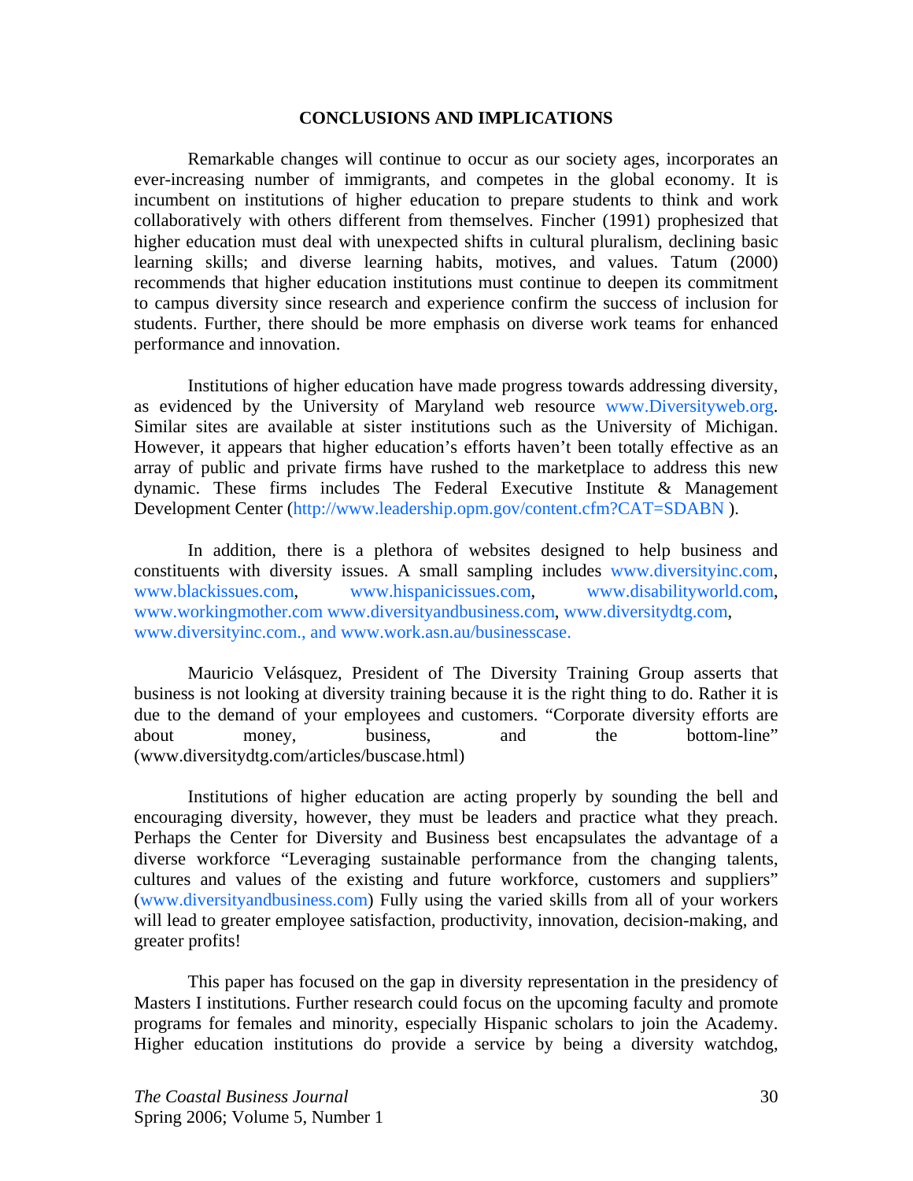## CONCLUSIONS AND IMPLICATIONS

Remarkable changes will continue to occur as our society ages, incorporates an ever-increasing number of immigrants, and competes in the global economy. It is incumbent on institutions of higher education to prepare students to think and work collaboratively with others different from themselves. Fincher (1991) prophesized that higher education must deal with unexpected shifts in cultural pluralism, declining basic learning skills; and diverse learning habits, motives, and values. Tatum (2000) recommends that higher education institutions must continue to deepen its commitment to campus diversity since research and experience confirm the success of inclusion for students. Further, there should be more emphasis on diverse work teams for enhanced performance and innovation.

Institutions of higher education have made progress towards addressing diversity, as evidenced by the University of Maryland web resource www.Diversityweb.org. Similar sites are available at sister institutions such as the University of Michigan. However, it appears that higher education's efforts haven't been totally effective as an array of public and private firms have rushed to the marketplace to address this new dynamic. These firms includes The Federal Executive Institute & Management Development Center (http://www.leadership.opm.gov/content.cfm?CAT=SDABN ).

In addition, there is a plethora of websites designed to help business and constituents with diversity issues. A small sampling includes www.diversityinc.com, www.blackissues.com, www.hispanicissues.com, www.disabilityworld.com, www.workingmother.com www.diversityandbusiness.com, www.diversitydtg.com, www.diversityinc.com., and www.work.asn.au/businesscase.

Mauricio Velásquez, President of The Diversity Training Group asserts that business is not looking at diversity training because it is the right thing to do. Rather it is due to the demand of your employees and customers. "Corporate diversity efforts are about money, business, and the bottom-line" (www.diversitydtg.com/articles/buscase.html)

Institutions of higher education are acting properly by sounding the bell and encouraging diversity, however, they must be leaders and practice what they preach. Perhaps the Center for Diversity and Business best encapsulates the advantage of a diverse workforce "Leveraging sustainable performance from the changing talents, cultures and values of the existing and future workforce, customers and suppliers" (www.diversityandbusiness.com) Fully using the varied skills from all of your workers will lead to greater employee satisfaction, productivity, innovation, decision-making, and greater profits!

This paper has focused on the gap in diversity representation in the presidency of Masters I institutions. Further research could focus on the upcoming faculty and promote programs for females and minority, especially Hispanic scholars to join the Academy. Higher education institutions do provide a service by being a diversity watchdog,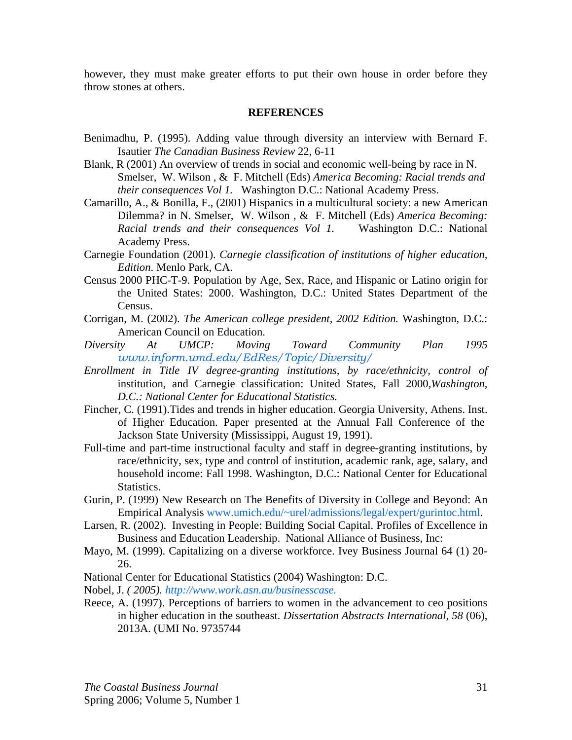however, they must make greater efforts to put their own house in order before they throw stones at others.

**REFERENCES**

Benimadhu, P. (1995). Adding value through diversity an interview with Bernard F. Isautier *The Canadian Business Review* 22, 6-11

Blank, R (2001) An overview of trends in social and economic well-being by race in N. Smelser, W. Wilson , & F. Mitchell (Eds) *America Becoming: Racial trends and their consequences Vol 1.* Washington D.C.: National Academy Press.

Camarillo, A., & Bonilla, F., (2001) Hispanics in a multicultural society: a new American Dilemma? in N. Smelser, W. Wilson , & F. Mitchell (Eds) *America Becoming: Racial trends and their consequences Vol 1.* Washington D.C.: National Academy Press.

Carnegie Foundation (2001). *Carnegie classification of institutions of higher education, Edition*. Menlo Park, CA.

Census 2000 PHC-T-9. Population by Age, Sex, Race, and Hispanic or Latino origin for the United States: 2000. Washington, D.C.: United States Department of the Census.

Corrigan, M. (2002). *The American college president, 2002 Edition.* Washington, D.C.: American Council on Education.

*Diversity At UMCP: Moving Toward Community Plan 1995* *www.inform.umd.edu/EdRes/Topic/Diversity/*

*Enrollment in Title IV degree-granting institutions, by race/ethnicity, control of* institution, and Carnegie classification: United States, Fall 2000,*Washington, D.C.: National Center for Educational Statistics.*

Fincher, C. (1991).Tides and trends in higher education. Georgia University, Athens. Inst. of Higher Education. Paper presented at the Annual Fall Conference of the Jackson State University (Mississippi, August 19, 1991).

Full-time and part-time instructional faculty and staff in degree-granting institutions, by race/ethnicity, sex, type and control of institution, academic rank, age, salary, and household income: Fall 1998. Washington, D.C.: National Center for Educational Statistics.

Gurin, P. (1999) New Research on The Benefits of Diversity in College and Beyond: An Empirical Analysis www.umich.edu/~urel/admissions/legal/expert/gurintoc.html.

Larsen, R. (2002). Investing in People: Building Social Capital. Profiles of Excellence in Business and Education Leadership. National Alliance of Business, Inc:

Mayo, M. (1999). Capitalizing on a diverse workforce. Ivey Business Journal 64 (1) 20-26.

National Center for Educational Statistics (2004) Washington: D.C.

Nobel, J. *( 2005). http://www.work.asn.au/businesscase.*

Reece, A. (1997). Perceptions of barriers to women in the advancement to ceo positions in higher education in the southeast. *Dissertation Abstracts International*, *58* (06), 2013A. (UMI No. 9735744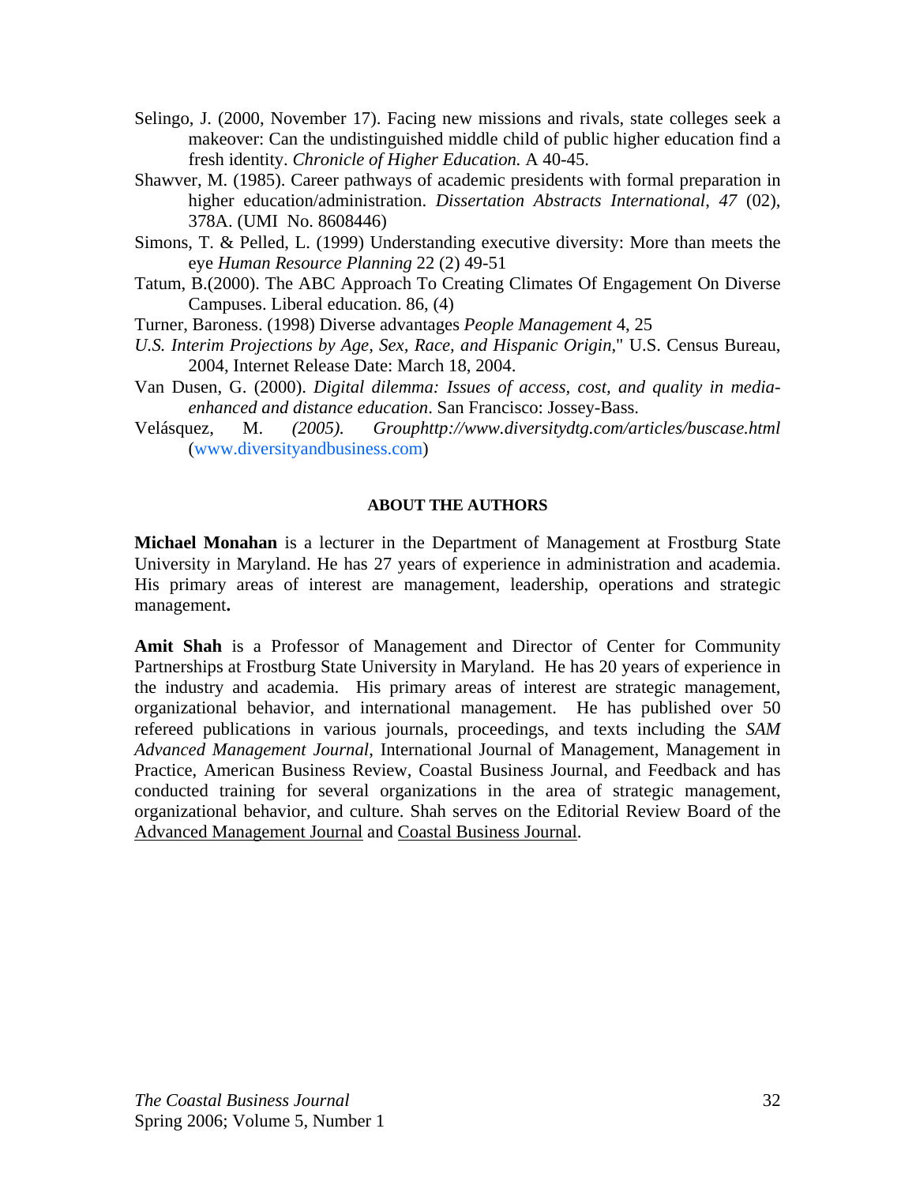Selingo, J. (2000, November 17). Facing new missions and rivals, state colleges seek a makeover: Can the undistinguished middle child of public higher education find a fresh identity. *Chronicle of Higher Education.* A 40-45.

Shawver, M. (1985). Career pathways of academic presidents with formal preparation in higher education/administration. *Dissertation Abstracts International*, *47* (02), 378A. (UMI No. 8608446)

Simons, T. & Pelled, L. (1999) Understanding executive diversity: More than meets the eye *Human Resource Planning* 22 (2) 49-51

Tatum, B.(2000). The ABC Approach To Creating Climates Of Engagement On Diverse Campuses. Liberal education. 86, (4)

Turner, Baroness. (1998) Diverse advantages *People Management* 4, 25

*U.S. Interim Projections by Age, Sex, Race, and Hispanic Origin*," U.S. Census Bureau, 2004, Internet Release Date: March 18, 2004.

Van Dusen, G. (2000). *Digital dilemma: Issues of access, cost, and quality in media-enhanced and distance education*. San Francisco: Jossey-Bass.

Velásquez, M. *(2005). Grouphttp://www.diversitydtg.com/articles/buscase.html* (www.diversityandbusiness.com)

**ABOUT THE AUTHORS**

**Michael Monahan** is a lecturer in the Department of Management at Frostburg State University in Maryland. He has 27 years of experience in administration and academia. His primary areas of interest are management, leadership, operations and strategic management**.**

**Amit Shah** is a Professor of Management and Director of Center for Community Partnerships at Frostburg State University in Maryland. He has 20 years of experience in the industry and academia. His primary areas of interest are strategic management, organizational behavior, and international management. He has published over 50 refereed publications in various journals, proceedings, and texts including the *SAM Advanced Management Journal*, International Journal of Management, Management in Practice, American Business Review, Coastal Business Journal, and Feedback and has conducted training for several organizations in the area of strategic management, organizational behavior, and culture. Shah serves on the Editorial Review Board of the Advanced Management Journal and Coastal Business Journal.